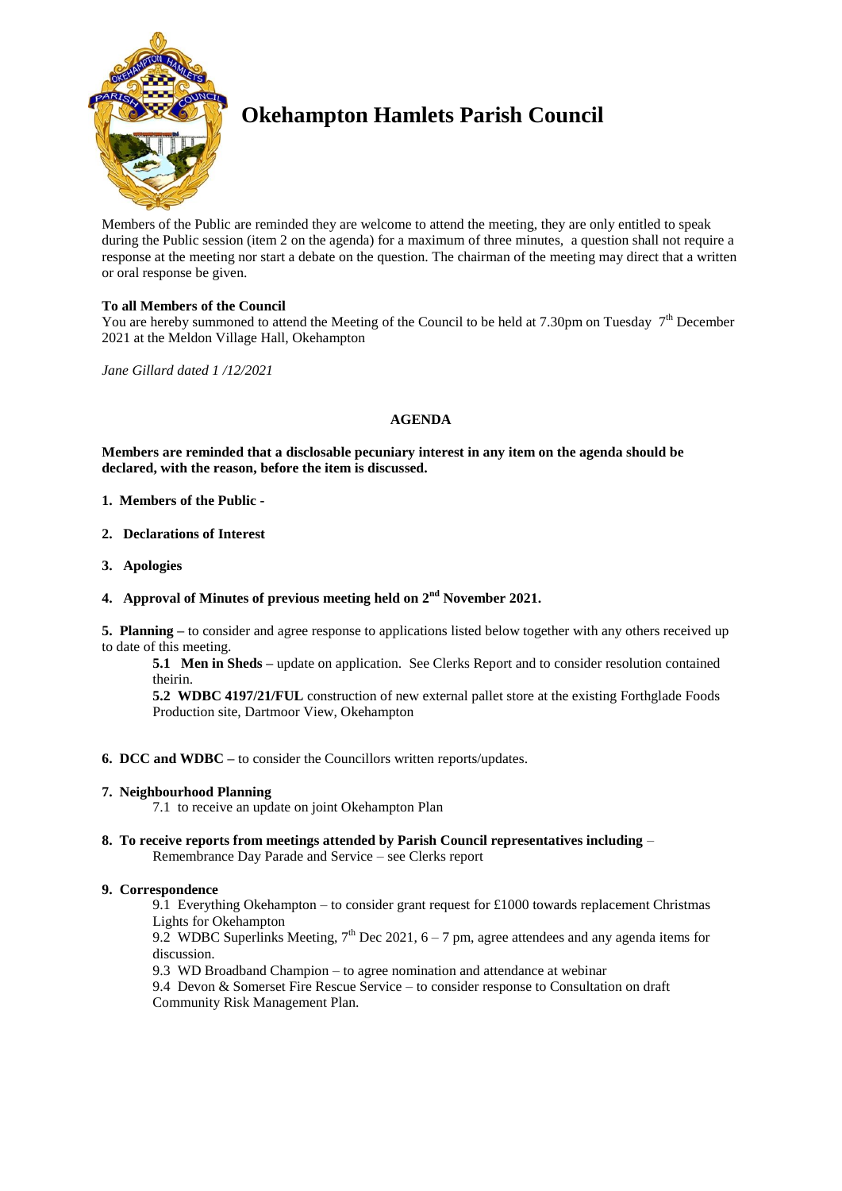# Okehampton Hamlets Parish Council

Members of the Public are reminded they are welcome to attend the meeting, they are only entitled to speak during the Public session (item 2 on the agenda) for a maximum of three minutes, a question shall not require a response at the meeting nor start a debate on the question. The chairman of the meeting may direct that a written or oral response be given.

**To all Members of the Council**

You are hereby summoned to attend the Meeting of the Council to be held at 7.30pm on Tuesday 7th December 2021 at the Meldon Village Hall, Okehampton

*Jane Gillard dated 1 /12/2021*

## AGENDA

**Members are reminded that a disclosable pecuniary interest in any item on the agenda should be declared, with the reason, before the item is discussed.**

**1. Members of the Public -**

**2. Declarations of Interest**

**3. Apologies**

**4. Approval of Minutes of previous meeting held on 2nd November 2021.**

**5. Planning –** to consider and agree response to applications listed below together with any others received up to date of this meeting.

> **5.1 Men in Sheds –** update on application. See Clerks Report and to consider resolution contained theirin.
>
> **5.2 WDBC 4197/21/FUL** construction of new external pallet store at the existing Forthglade Foods Production site, Dartmoor View, Okehampton

**6. DCC and WDBC –** to consider the Councillors written reports/updates.

**7. Neighbourhood Planning**

> 7.1 to receive an update on joint Okehampton Plan

**8. To receive reports from meetings attended by Parish Council representatives including** –

> Remembrance Day Parade and Service – see Clerks report

**9. Correspondence**

> 9.1 Everything Okehampton – to consider grant request for £1000 towards replacement Christmas Lights for Okehampton
>
> 9.2 WDBC Superlinks Meeting, 7th Dec 2021, 6 – 7 pm, agree attendees and any agenda items for discussion.
>
> 9.3 WD Broadband Champion – to agree nomination and attendance at webinar
>
> 9.4 Devon & Somerset Fire Rescue Service – to consider response to Consultation on draft Community Risk Management Plan.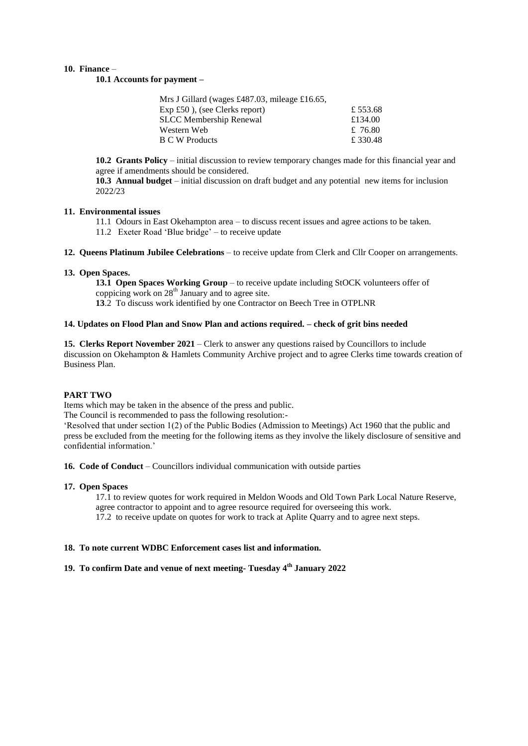**10. Finance** –

**10.1 Accounts for payment –**

| | |
|---|---|
| Mrs J Gillard (wages £487.03, mileage £16.65, Exp £50 ), (see Clerks report) | £ 553.68 |
| SLCC Membership Renewal | £134.00 |
| Western Web | £ 76.80 |
| B C W Products | £ 330.48 |

**10.2 Grants Policy** – initial discussion to review temporary changes made for this financial year and agree if amendments should be considered.

**10.3 Annual budget** – initial discussion on draft budget and any potential new items for inclusion 2022/23

**11. Environmental issues**

11.1 Odours in East Okehampton area – to discuss recent issues and agree actions to be taken.

11.2 Exeter Road 'Blue bridge' – to receive update

**12. Queens Platinum Jubilee Celebrations** – to receive update from Clerk and Cllr Cooper on arrangements.

**13. Open Spaces.**

**13.1 Open Spaces Working Group** – to receive update including StOCK volunteers offer of coppicing work on 28th January and to agree site.

**13**.2 To discuss work identified by one Contractor on Beech Tree in OTPLNR

**14. Updates on Flood Plan and Snow Plan and actions required. – check of grit bins needed**

**15. Clerks Report November 2021** – Clerk to answer any questions raised by Councillors to include discussion on Okehampton & Hamlets Community Archive project and to agree Clerks time towards creation of Business Plan.

**PART TWO**

Items which may be taken in the absence of the press and public.

The Council is recommended to pass the following resolution:-

'Resolved that under section 1(2) of the Public Bodies (Admission to Meetings) Act 1960 that the public and press be excluded from the meeting for the following items as they involve the likely disclosure of sensitive and confidential information.'

**16. Code of Conduct** – Councillors individual communication with outside parties

**17. Open Spaces**

17.1 to review quotes for work required in Meldon Woods and Old Town Park Local Nature Reserve, agree contractor to appoint and to agree resource required for overseeing this work.

17.2 to receive update on quotes for work to track at Aplite Quarry and to agree next steps.

**18. To note current WDBC Enforcement cases list and information.**

**19. To confirm Date and venue of next meeting- Tuesday 4th January 2022**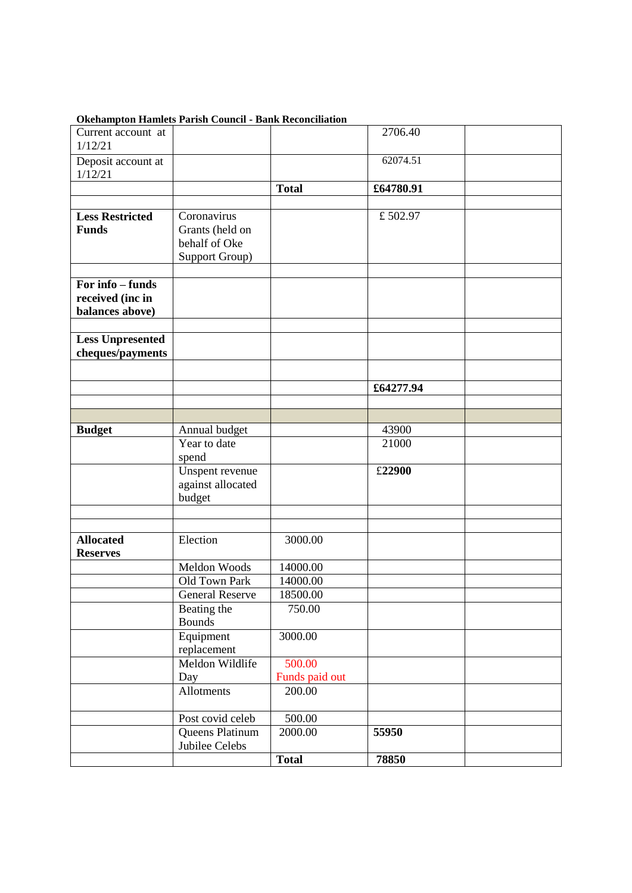**Okehampton Hamlets Parish Council - Bank Reconciliation**

| | | | | |
|---|---|---|---|---|
| Current account at 1/12/21 | | | 2706.40 | |
| Deposit account at 1/12/21 | | | 62074.51 | |
| | | **Total** | **£64780.91** | |
| | | | | |
| **Less Restricted Funds** | Coronavirus Grants (held on behalf of Oke Support Group) | | £ 502.97 | |
| | | | | |
| **For info – funds received (inc in balances above)** | | | | |
| | | | | |
| **Less Unpresented cheques/payments** | | | | |
| | | | | |
| | | | **£64277.94** | |
| | | | | |
| | | | | |
| **Budget** | Annual budget | | 43900 | |
| | Year to date spend | | 21000 | |
| | Unspent revenue against allocated budget | | £**22900** | |
| | | | | |
| | | | | |
| **Allocated Reserves** | Election | 3000.00 | | |
| | Meldon Woods | 14000.00 | | |
| | Old Town Park | 14000.00 | | |
| | General Reserve | 18500.00 | | |
| | Beating the Bounds | 750.00 | | |
| | Equipment replacement | 3000.00 | | |
| | Meldon Wildlife Day | 500.00 Funds paid out | | |
| | Allotments | 200.00 | | |
| | Post covid celeb | 500.00 | | |
| | Queens Platinum Jubilee Celebs | 2000.00 | **55950** | |
| | | **Total** | **78850** | |